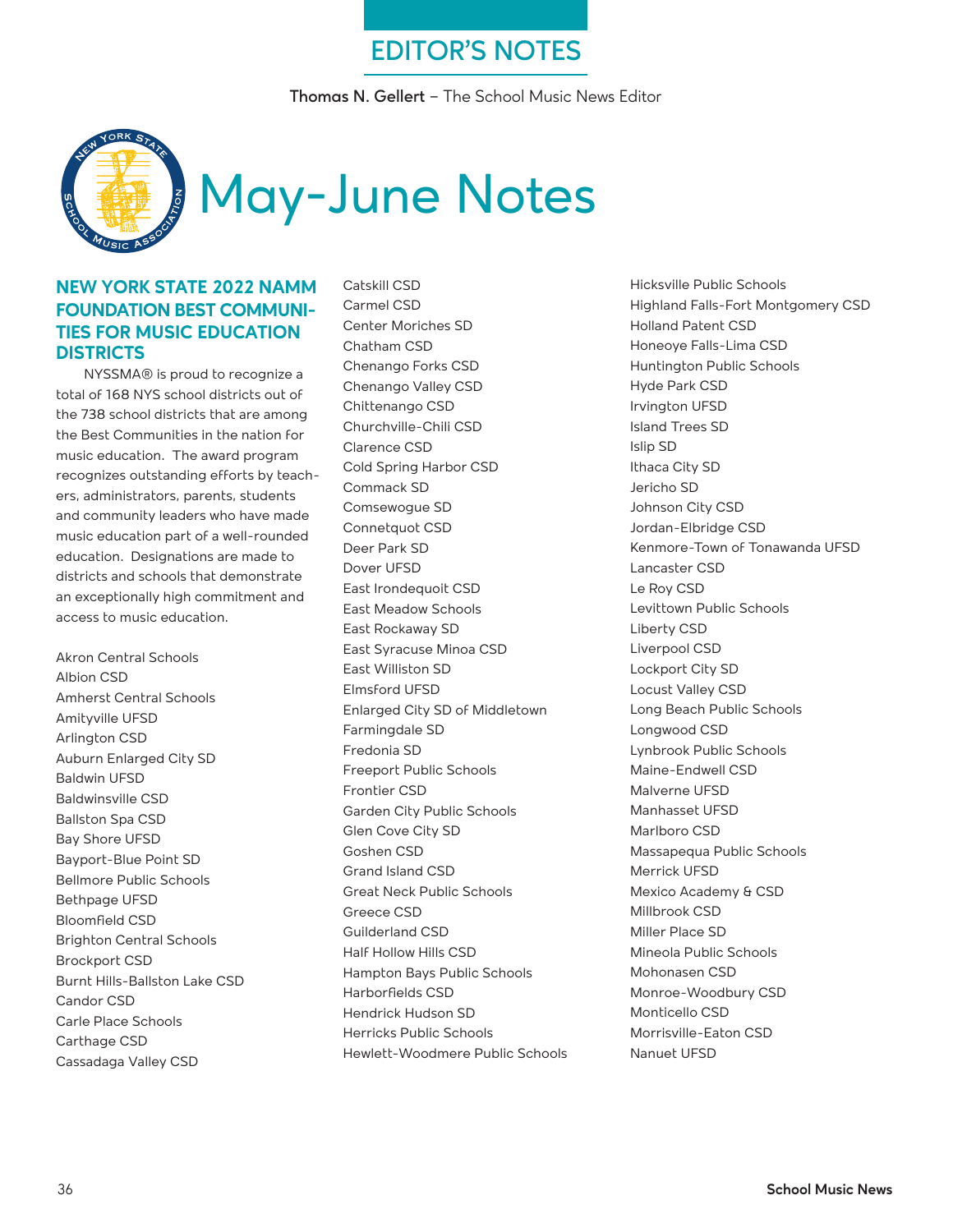# EDITOR'S NOTES

**Thomas N. Gellert** – The School Music News Editor

# May-June Notes

## NEW YORK STATE 2022 NAMM FOUNDATION BEST COMMUNITIES FOR MUSIC EDUCATION DISTRICTS

NYSSMA® is proud to recognize a total of 168 NYS school districts out of the 738 school districts that are among the Best Communities in the nation for music education. The award program recognizes outstanding efforts by teachers, administrators, parents, students and community leaders who have made music education part of a well-rounded education. Designations are made to districts and schools that demonstrate an exceptionally high commitment and access to music education.

Akron Central Schools
Albion CSD
Amherst Central Schools
Amityville UFSD
Arlington CSD
Auburn Enlarged City SD
Baldwin UFSD
Baldwinsville CSD
Ballston Spa CSD
Bay Shore UFSD
Bayport-Blue Point SD
Bellmore Public Schools
Bethpage UFSD
Bloomfield CSD
Brighton Central Schools
Brockport CSD
Burnt Hills-Ballston Lake CSD
Candor CSD
Carle Place Schools
Carthage CSD
Cassadaga Valley CSD
Catskill CSD
Carmel CSD
Center Moriches SD
Chatham CSD
Chenango Forks CSD
Chenango Valley CSD
Chittenango CSD
Churchville-Chili CSD
Clarence CSD
Cold Spring Harbor CSD
Commack SD
Comsewogue SD
Connetquot CSD
Deer Park SD
Dover UFSD
East Irondequoit CSD
East Meadow Schools
East Rockaway SD
East Syracuse Minoa CSD
East Williston SD
Elmsford UFSD
Enlarged City SD of Middletown
Farmingdale SD
Fredonia SD
Freeport Public Schools
Frontier CSD
Garden City Public Schools
Glen Cove City SD
Goshen CSD
Grand Island CSD
Great Neck Public Schools
Greece CSD
Guilderland CSD
Half Hollow Hills CSD
Hampton Bays Public Schools
Harborfields CSD
Hendrick Hudson SD
Herricks Public Schools
Hewlett-Woodmere Public Schools
Hicksville Public Schools
Highland Falls-Fort Montgomery CSD
Holland Patent CSD
Honeoye Falls-Lima CSD
Huntington Public Schools
Hyde Park CSD
Irvington UFSD
Island Trees SD
Islip SD
Ithaca City SD
Jericho SD
Johnson City CSD
Jordan-Elbridge CSD
Kenmore-Town of Tonawanda UFSD
Lancaster CSD
Le Roy CSD
Levittown Public Schools
Liberty CSD
Liverpool CSD
Lockport City SD
Locust Valley CSD
Long Beach Public Schools
Longwood CSD
Lynbrook Public Schools
Maine-Endwell CSD
Malverne UFSD
Manhasset UFSD
Marlboro CSD
Massapequa Public Schools
Merrick UFSD
Mexico Academy & CSD
Millbrook CSD
Miller Place SD
Mineola Public Schools
Mohonasen CSD
Monroe-Woodbury CSD
Monticello CSD
Morrisville-Eaton CSD
Nanuet UFSD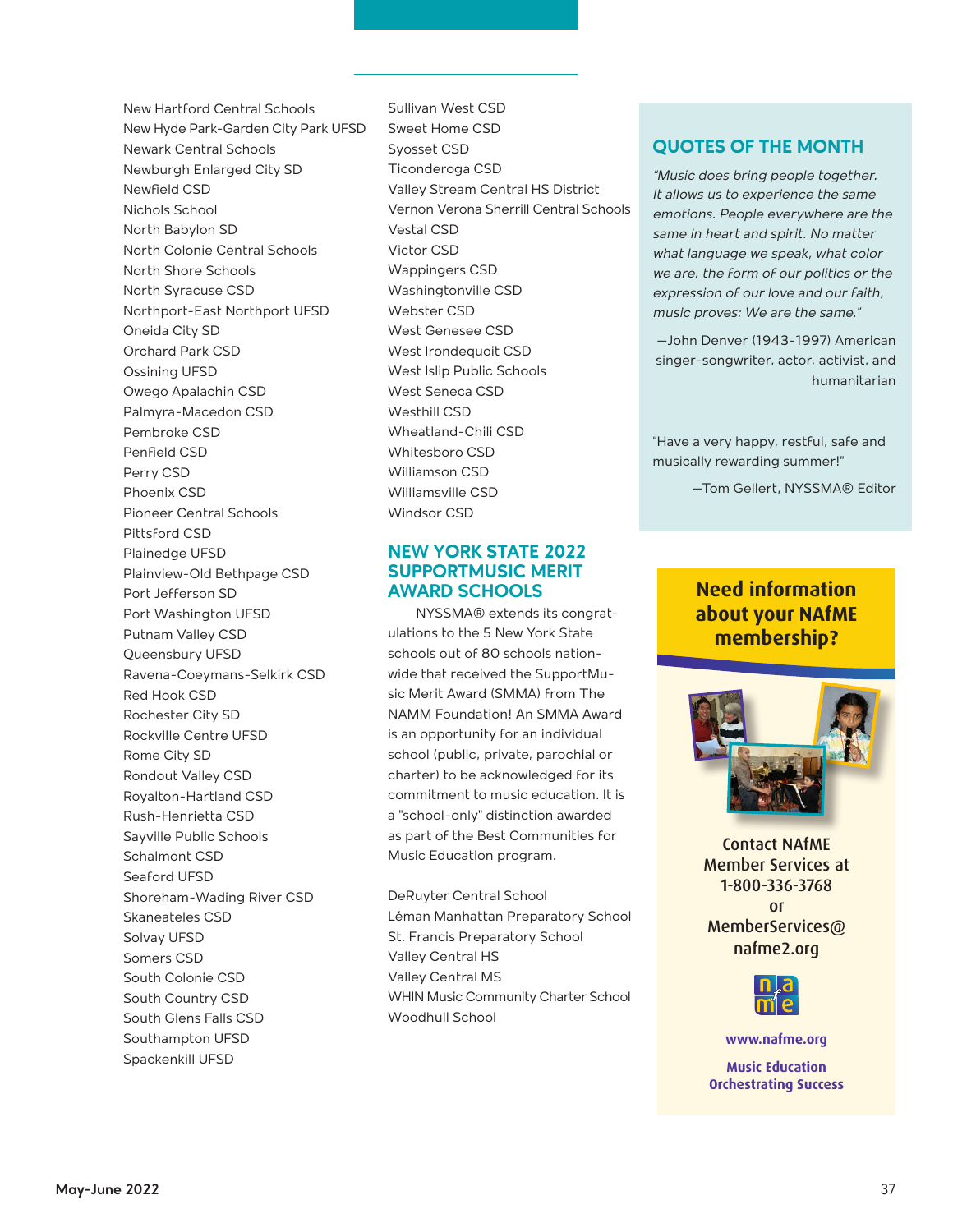New Hartford Central Schools
New Hyde Park-Garden City Park UFSD
Newark Central Schools
Newburgh Enlarged City SD
Newfield CSD
Nichols School
North Babylon SD
North Colonie Central Schools
North Shore Schools
North Syracuse CSD
Northport-East Northport UFSD
Oneida City SD
Orchard Park CSD
Ossining UFSD
Owego Apalachin CSD
Palmyra-Macedon CSD
Pembroke CSD
Penfield CSD
Perry CSD
Phoenix CSD
Pioneer Central Schools
Pittsford CSD
Plainedge UFSD
Plainview-Old Bethpage CSD
Port Jefferson SD
Port Washington UFSD
Putnam Valley CSD
Queensbury UFSD
Ravena-Coeymans-Selkirk CSD
Red Hook CSD
Rochester City SD
Rockville Centre UFSD
Rome City SD
Rondout Valley CSD
Royalton-Hartland CSD
Rush-Henrietta CSD
Sayville Public Schools
Schalmont CSD
Seaford UFSD
Shoreham-Wading River CSD
Skaneateles CSD
Solvay UFSD
Somers CSD
South Colonie CSD
South Country CSD
South Glens Falls CSD
Southampton UFSD
Spackenkill UFSD
Sullivan West CSD
Sweet Home CSD
Syosset CSD
Ticonderoga CSD
Valley Stream Central HS District
Vernon Verona Sherrill Central Schools
Vestal CSD
Victor CSD
Wappingers CSD
Washingtonville CSD
Webster CSD
West Genesee CSD
West Irondequoit CSD
West Islip Public Schools
West Seneca CSD
Westhill CSD
Wheatland-Chili CSD
Whitesboro CSD
Williamson CSD
Williamsville CSD
Windsor CSD

## NEW YORK STATE 2022 SUPPORTMUSIC MERIT AWARD SCHOOLS

NYSSMA® extends its congratulations to the 5 New York State schools out of 80 schools nationwide that received the SupportMusic Merit Award (SMMA) from The NAMM Foundation! An SMMA Award is an opportunity for an individual school (public, private, parochial or charter) to be acknowledged for its commitment to music education. It is a "school-only" distinction awarded as part of the Best Communities for Music Education program.

DeRuyter Central School
Léman Manhattan Preparatory School
St. Francis Preparatory School
Valley Central HS
Valley Central MS
WHIN Music Community Charter School
Woodhull School

## QUOTES OF THE MONTH

*"Music does bring people together. It allows us to experience the same emotions. People everywhere are the same in heart and spirit. No matter what language we speak, what color we are, the form of our politics or the expression of our love and our faith, music proves: We are the same."*

—John Denver (1943-1997) American singer-songwriter, actor, activist, and humanitarian

"Have a very happy, restful, safe and musically rewarding summer!"

—Tom Gellert, NYSSMA® Editor

**Need information about your NAfME membership?**

Contact NAfME Member Services at 1-800-336-3768 or MemberServices@nafme2.org

www.nafme.org

Music Education Orchestrating Success